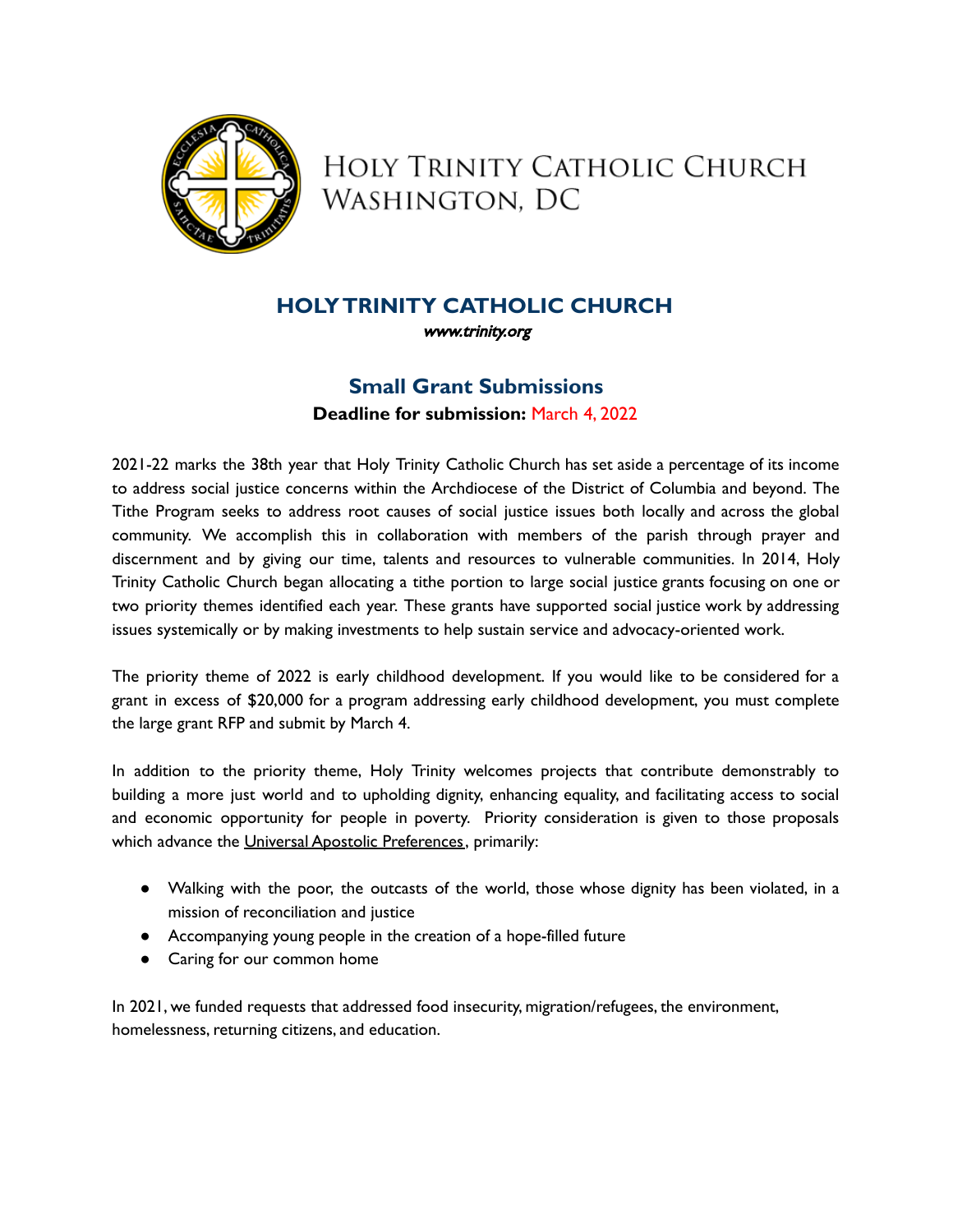Holy Trinity Catholic Church
Washington, DC

# HOLY TRINITY CATHOLIC CHURCH

*www.trinity.org*

## Small Grant Submissions

**Deadline for submission:** March 4, 2022

2021-22 marks the 38th year that Holy Trinity Catholic Church has set aside a percentage of its income to address social justice concerns within the Archdiocese of the District of Columbia and beyond. The Tithe Program seeks to address root causes of social justice issues both locally and across the global community. We accomplish this in collaboration with members of the parish through prayer and discernment and by giving our time, talents and resources to vulnerable communities. In 2014, Holy Trinity Catholic Church began allocating a tithe portion to large social justice grants focusing on one or two priority themes identified each year. These grants have supported social justice work by addressing issues systemically or by making investments to help sustain service and advocacy-oriented work.

The priority theme of 2022 is early childhood development. If you would like to be considered for a grant in excess of $20,000 for a program addressing early childhood development, you must complete the large grant RFP and submit by March 4.

In addition to the priority theme, Holy Trinity welcomes projects that contribute demonstrably to building a more just world and to upholding dignity, enhancing equality, and facilitating access to social and economic opportunity for people in poverty. Priority consideration is given to those proposals which advance the Universal Apostolic Preferences, primarily:

- Walking with the poor, the outcasts of the world, those whose dignity has been violated, in a mission of reconciliation and justice
- Accompanying young people in the creation of a hope-filled future
- Caring for our common home

In 2021, we funded requests that addressed food insecurity, migration/refugees, the environment, homelessness, returning citizens, and education.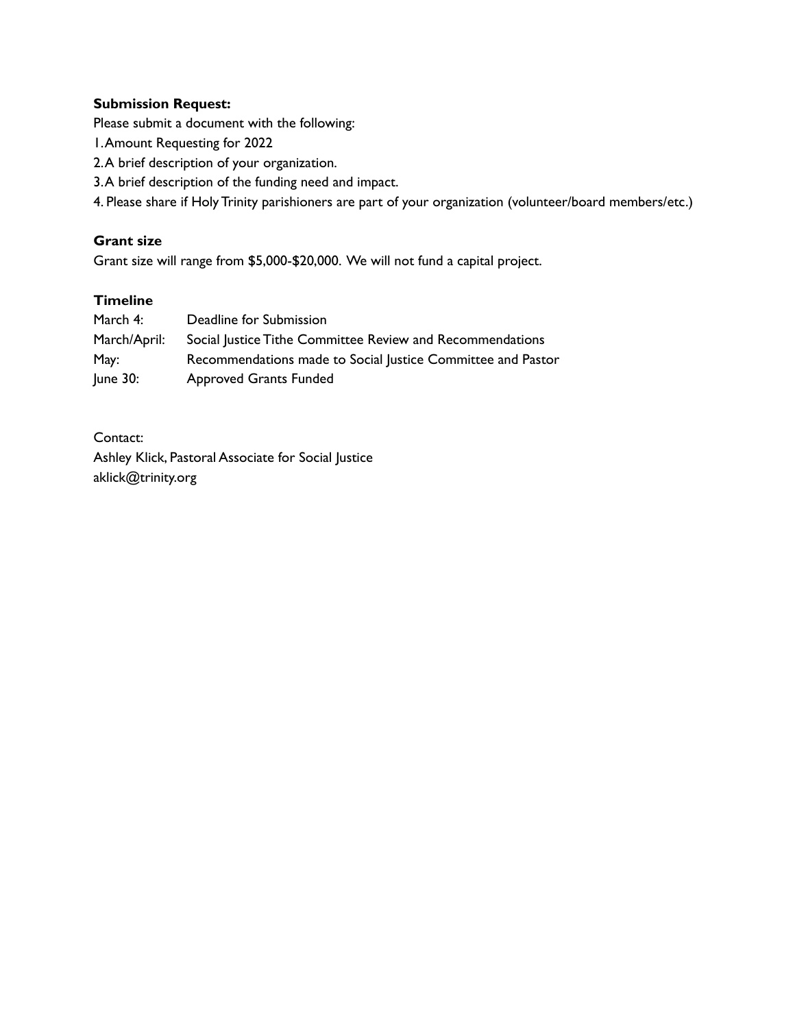**Submission Request:**

Please submit a document with the following:

1. Amount Requesting for 2022
2. A brief description of your organization.
3. A brief description of the funding need and impact.
4. Please share if Holy Trinity parishioners are part of your organization (volunteer/board members/etc.)

**Grant size**

Grant size will range from $5,000-$20,000. We will not fund a capital project.

**Timeline**

| | |
|---|---|
| March 4: | Deadline for Submission |
| March/April: | Social Justice Tithe Committee Review and Recommendations |
| May: | Recommendations made to Social Justice Committee and Pastor |
| June 30: | Approved Grants Funded |

Contact:
Ashley Klick, Pastoral Associate for Social Justice
aklick@trinity.org